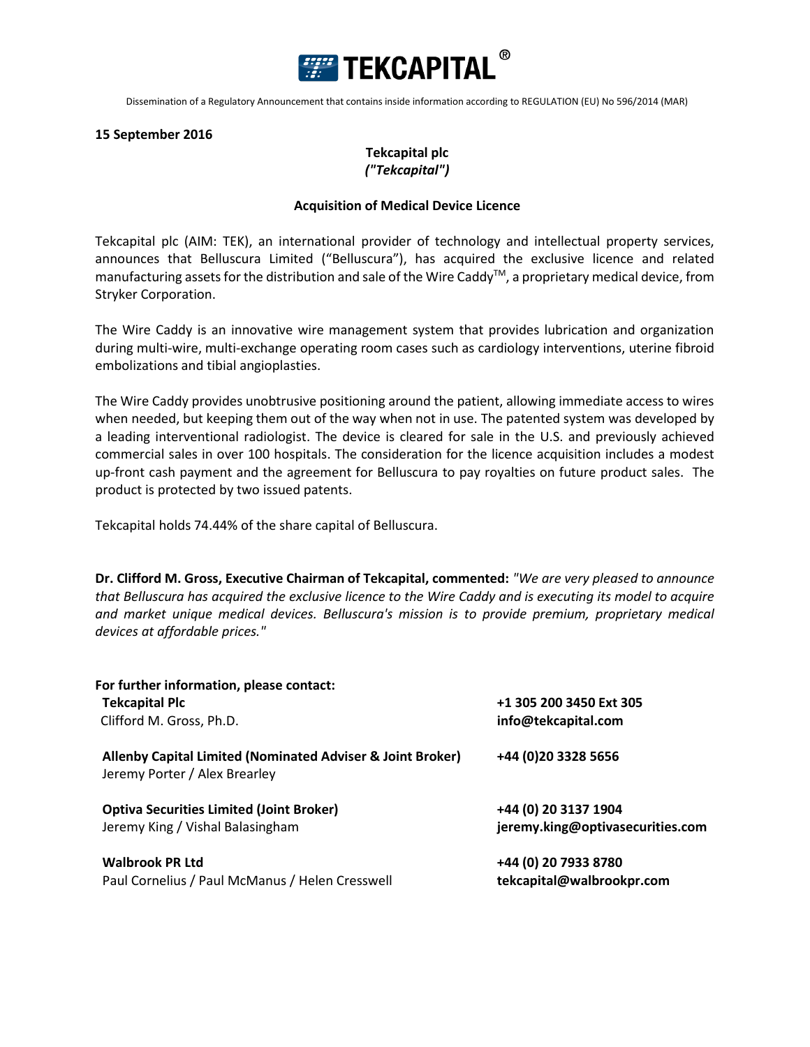# TEKCAPITAL®

Dissemination of a Regulatory Announcement that contains inside information according to REGULATION (EU) No 596/2014 (MAR)

**15 September 2016**

**Tekcapital plc**
***("Tekcapital")***

**Acquisition of Medical Device Licence**

Tekcapital plc (AIM: TEK), an international provider of technology and intellectual property services, announces that Belluscura Limited ("Belluscura"), has acquired the exclusive licence and related manufacturing assets for the distribution and sale of the Wire Caddy™, a proprietary medical device, from Stryker Corporation.

The Wire Caddy is an innovative wire management system that provides lubrication and organization during multi-wire, multi-exchange operating room cases such as cardiology interventions, uterine fibroid embolizations and tibial angioplasties.

The Wire Caddy provides unobtrusive positioning around the patient, allowing immediate access to wires when needed, but keeping them out of the way when not in use. The patented system was developed by a leading interventional radiologist. The device is cleared for sale in the U.S. and previously achieved commercial sales in over 100 hospitals. The consideration for the licence acquisition includes a modest up-front cash payment and the agreement for Belluscura to pay royalties on future product sales. The product is protected by two issued patents.

Tekcapital holds 74.44% of the share capital of Belluscura.

**Dr. Clifford M. Gross, Executive Chairman of Tekcapital, commented:** *"We are very pleased to announce that Belluscura has acquired the exclusive licence to the Wire Caddy and is executing its model to acquire and market unique medical devices. Belluscura's mission is to provide premium, proprietary medical devices at affordable prices."*

**For further information, please contact:**

| | |
|---|---|
| **Tekcapital Plc**<br>Clifford M. Gross, Ph.D. | **+1 305 200 3450 Ext 305**<br>**info@tekcapital.com** |
| **Allenby Capital Limited (Nominated Adviser & Joint Broker)**<br>Jeremy Porter / Alex Brearley | **+44 (0)20 3328 5656** |
| **Optiva Securities Limited (Joint Broker)**<br>Jeremy King / Vishal Balasingham | **+44 (0) 20 3137 1904**<br>**jeremy.king@optivasecurities.com** |
| **Walbrook PR Ltd**<br>Paul Cornelius / Paul McManus / Helen Cresswell | **+44 (0) 20 7933 8780**<br>**tekcapital@walbrookpr.com** |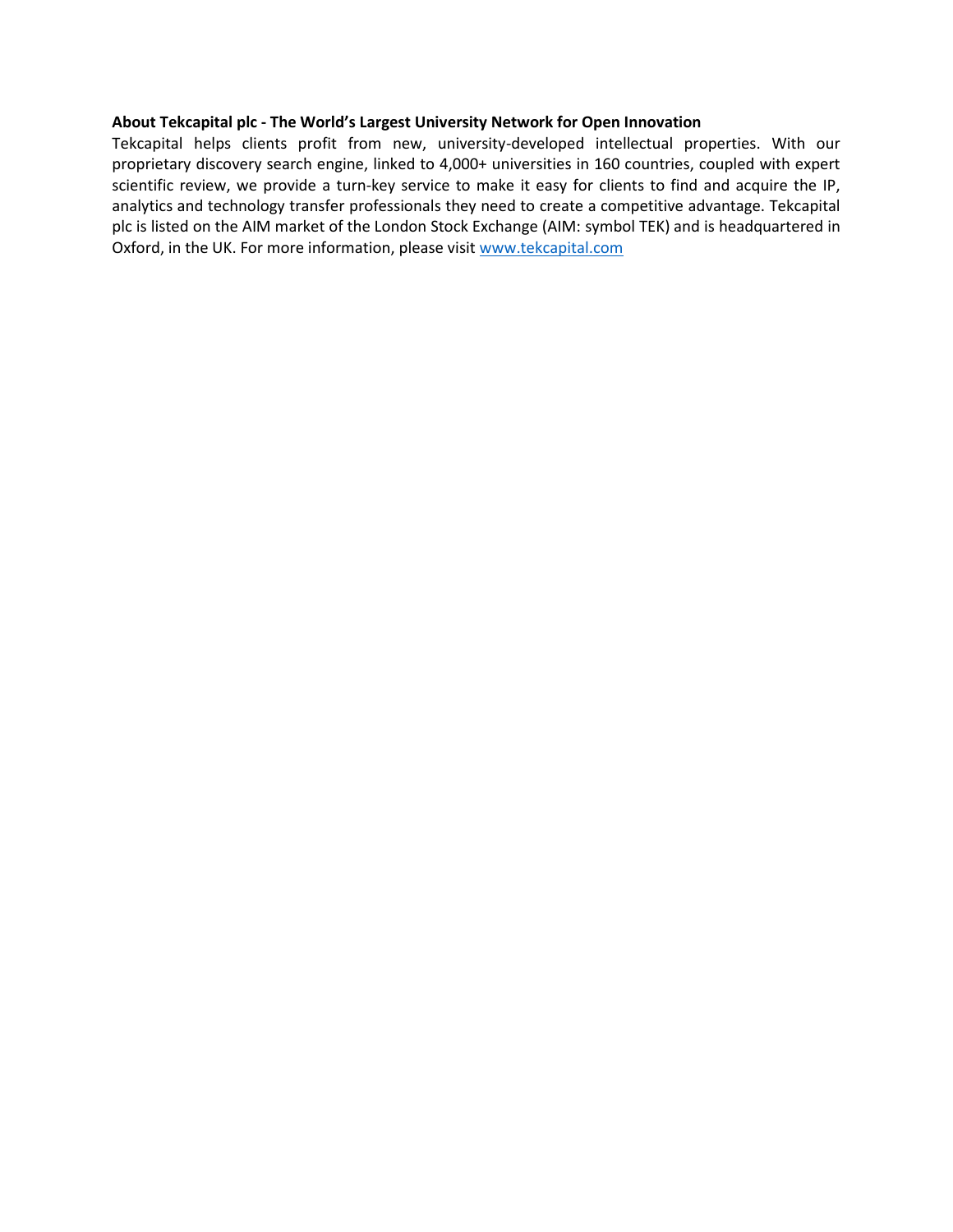**About Tekcapital plc - The World's Largest University Network for Open Innovation**

Tekcapital helps clients profit from new, university-developed intellectual properties. With our proprietary discovery search engine, linked to 4,000+ universities in 160 countries, coupled with expert scientific review, we provide a turn-key service to make it easy for clients to find and acquire the IP, analytics and technology transfer professionals they need to create a competitive advantage. Tekcapital plc is listed on the AIM market of the London Stock Exchange (AIM: symbol TEK) and is headquartered in Oxford, in the UK. For more information, please visit [www.tekcapital.com](http://www.tekcapital.com)